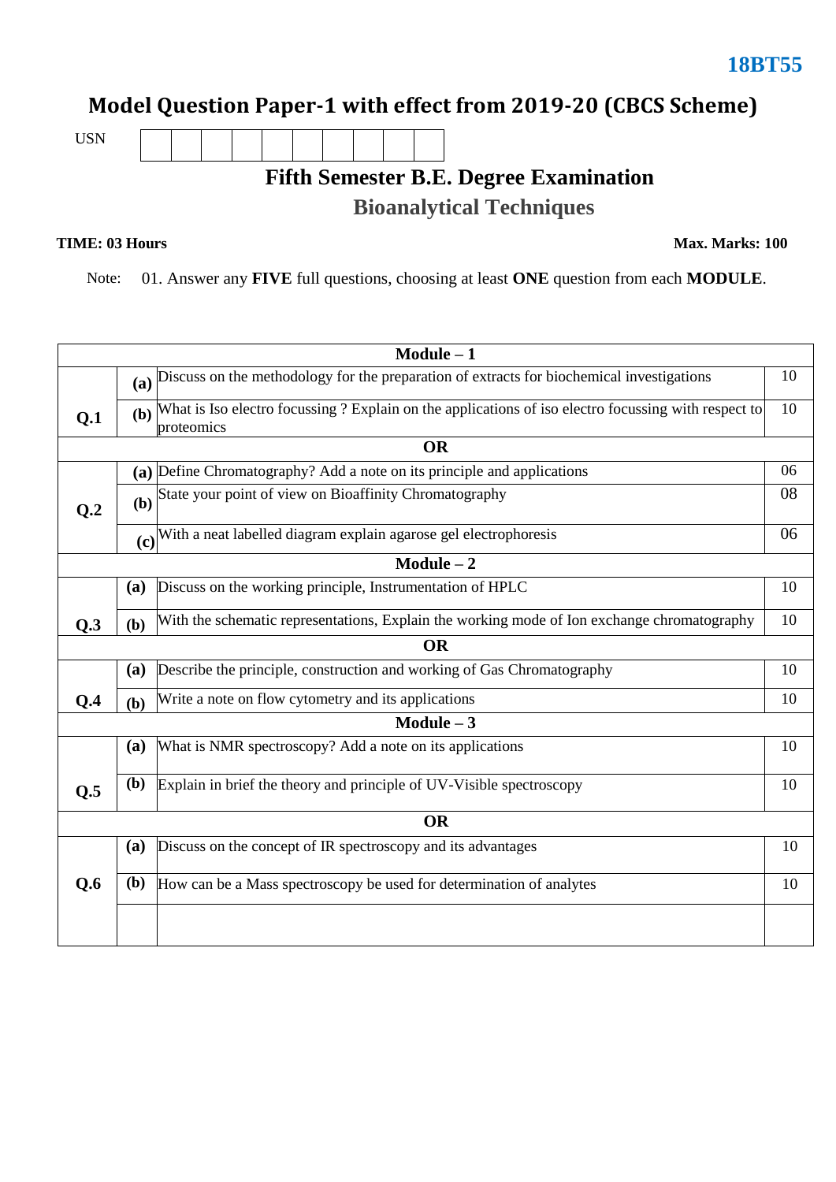**18BT55**

# Model Question Paper-1 with effect from 2019-20 (CBCS Scheme)

USN | | | | | | | | | | |

## Fifth Semester B.E. Degree Examination

## Bioanalytical Techniques

**TIME: 03 Hours** **Max. Marks: 100**

Note: 01. Answer any **FIVE** full questions, choosing at least **ONE** question from each **MODULE**.

| | | **Module – 1** | |
|---|---|---|---|
| **Q.1** | **(a)** | Discuss on the methodology for the preparation of extracts for biochemical investigations | 10 |
| | **(b)** | What is Iso electro focussing ? Explain on the applications of iso electro focussing with respect to proteomics | 10 |
| | | **OR** | |
| **Q.2** | **(a)** | Define Chromatography? Add a note on its principle and applications | 06 |
| | **(b)** | State your point of view on Bioaffinity Chromatography | 08 |
| | **(c)** | With a neat labelled diagram explain agarose gel electrophoresis | 06 |
| | | **Module – 2** | |
| **Q.3** | **(a)** | Discuss on the working principle, Instrumentation of HPLC | 10 |
| | **(b)** | With the schematic representations, Explain the working mode of Ion exchange chromatography | 10 |
| | | **OR** | |
| **Q.4** | **(a)** | Describe the principle, construction and working of Gas Chromatography | 10 |
| | **(b)** | Write a note on flow cytometry and its applications | 10 |
| | | **Module – 3** | |
| **Q.5** | **(a)** | What is NMR spectroscopy? Add a note on its applications | 10 |
| | **(b)** | Explain in brief the theory and principle of UV-Visible spectroscopy | 10 |
| | | **OR** | |
| **Q.6** | **(a)** | Discuss on the concept of IR spectroscopy and its advantages | 10 |
| | **(b)** | How can be a Mass spectroscopy be used for determination of analytes | 10 |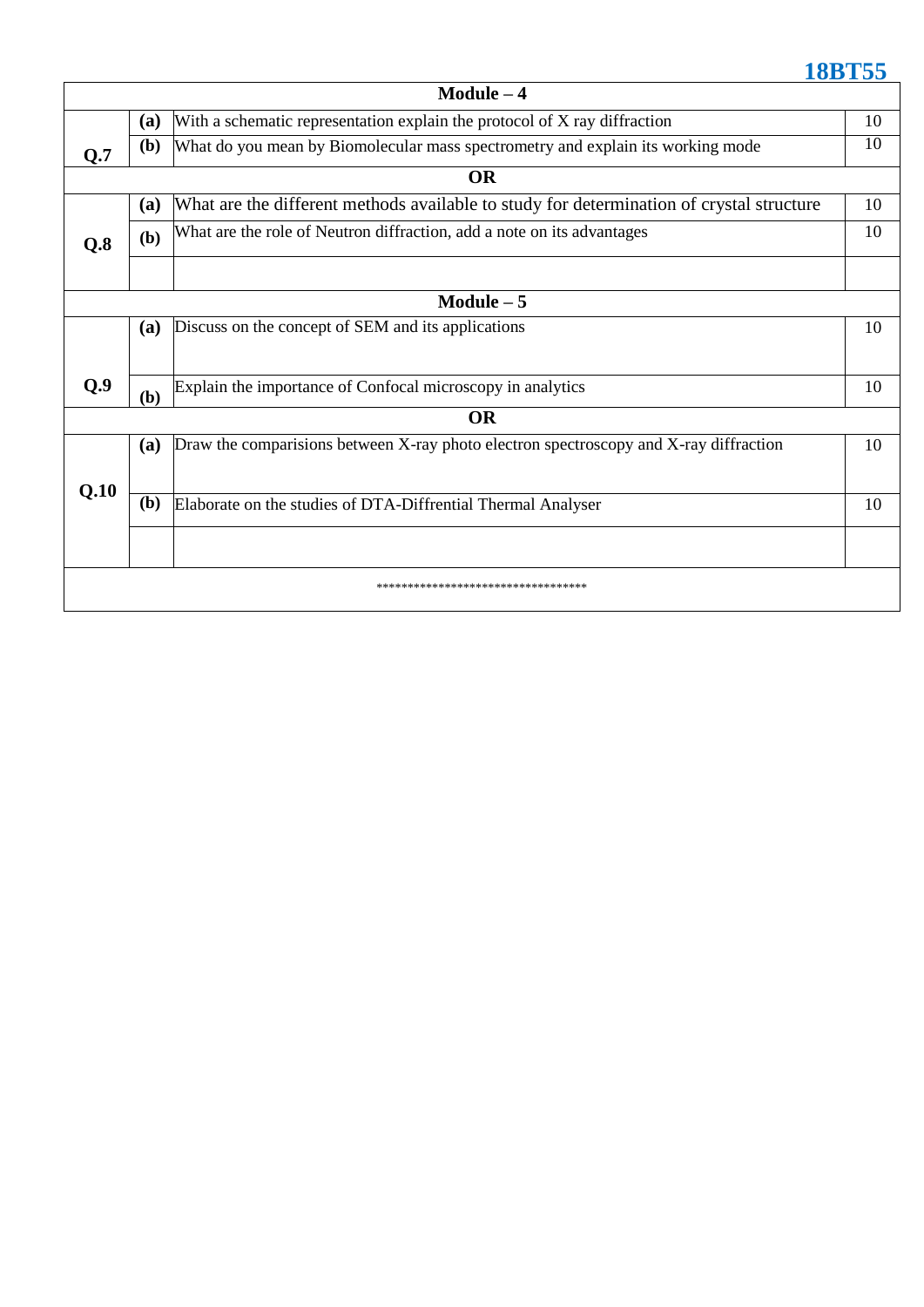| | | Module – 4 | |
|---|---|---|---|
| **Q.7** | **(a)** | With a schematic representation explain the protocol of X ray diffraction | 10 |
| | **(b)** | What do you mean by Biomolecular mass spectrometry and explain its working mode | 10 |
| | | **OR** | |
| **Q.8** | **(a)** | What are the different methods available to study for determination of crystal structure | 10 |
| | **(b)** | What are the role of Neutron diffraction, add a note on its advantages | 10 |
| | | **Module – 5** | |
| **Q.9** | **(a)** | Discuss on the concept of SEM and its applications | 10 |
| | **(b)** | Explain the importance of Confocal microscopy in analytics | 10 |
| | | **OR** | |
| **Q.10** | **(a)** | Draw the comparisions between X-ray photo electron spectroscopy and X-ray diffraction | 10 |
| | **(b)** | Elaborate on the studies of DTA-Diffrential Thermal Analyser | 10 |

***********************************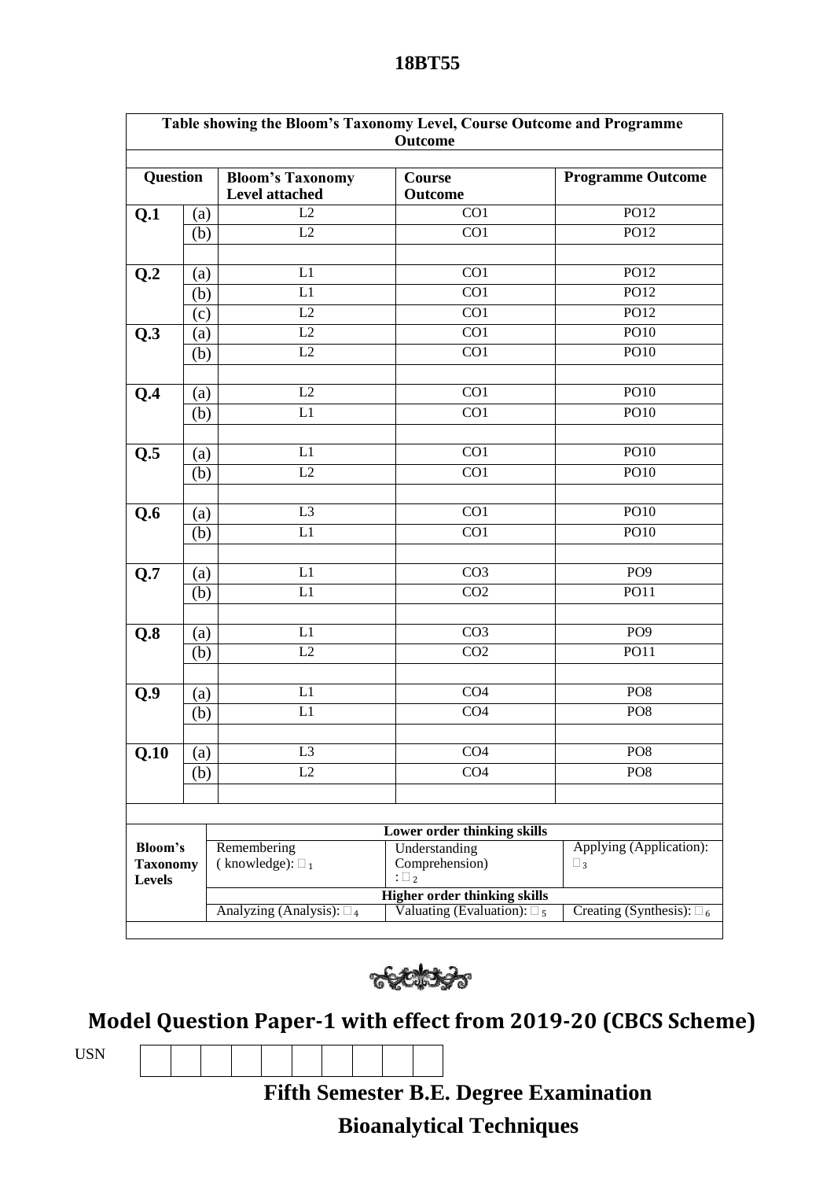18BT55

| Table showing the Bloom's Taxonomy Level, Course Outcome and Programme Outcome | | | | |
|---|---|---|---|---|
| **Question** | | **Bloom's Taxonomy Level attached** | **Course Outcome** | **Programme Outcome** |
| **Q.1** | (a) | L2 | CO1 | PO12 |
| | (b) | L2 | CO1 | PO12 |
| | | | | |
| **Q.2** | (a) | L1 | CO1 | PO12 |
| | (b) | L1 | CO1 | PO12 |
| | (c) | L2 | CO1 | PO12 |
| **Q.3** | (a) | L2 | CO1 | PO10 |
| | (b) | L2 | CO1 | PO10 |
| | | | | |
| **Q.4** | (a) | L2 | CO1 | PO10 |
| | (b) | L1 | CO1 | PO10 |
| | | | | |
| **Q.5** | (a) | L1 | CO1 | PO10 |
| | (b) | L2 | CO1 | PO10 |
| | | | | |
| **Q.6** | (a) | L3 | CO1 | PO10 |
| | (b) | L1 | CO1 | PO10 |
| | | | | |
| **Q.7** | (a) | L1 | CO3 | PO9 |
| | (b) | L1 | CO2 | PO11 |
| | | | | |
| **Q.8** | (a) | L1 | CO3 | PO9 |
| | (b) | L2 | CO2 | PO11 |
| | | | | |
| **Q.9** | (a) | L1 | CO4 | PO8 |
| | (b) | L1 | CO4 | PO8 |
| | | | | |
| **Q.10** | (a) | L3 | CO4 | PO8 |
| | (b) | L2 | CO4 | PO8 |

| **Bloom's Taxonomy Levels** | **Lower order thinking skills** | | |
|---|---|---|---|
| | Remembering ( knowledge): □₁ | Understanding Comprehension) : □₂ | Applying (Application): □₃ |
| | **Higher order thinking skills** | | |
| | Analyzing (Analysis): □₄ | Valuating (Evaluation): □₅ | Creating (Synthesis): □₆ |

# Model Question Paper-1 with effect from 2019-20 (CBCS Scheme)

USN | | | | | | | | | |

## Fifth Semester B.E. Degree Examination

## Bioanalytical Techniques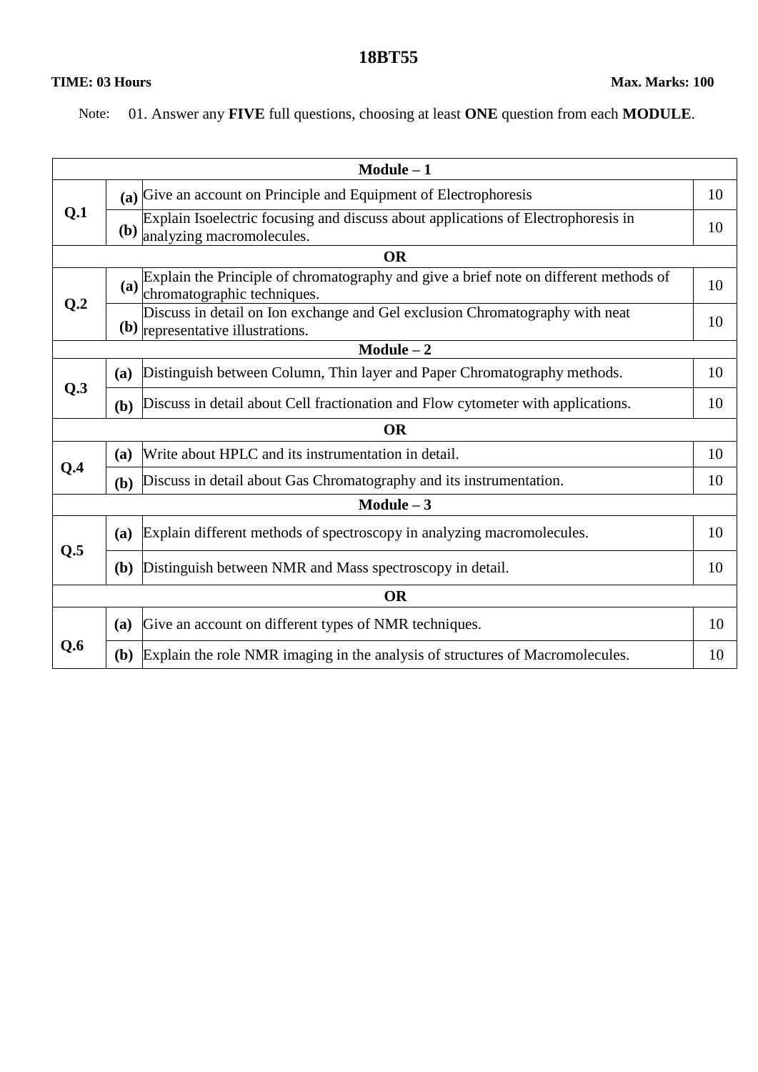# 18BT55

**TIME: 03 Hours** **Max. Marks: 100**

Note: 01. Answer any **FIVE** full questions, choosing at least **ONE** question from each **MODULE**.

| | | | |
|---|---|---|---|
| **Module – 1** | | | |
| **Q.1** | **(a)** | Give an account on Principle and Equipment of Electrophoresis | 10 |
| | **(b)** | Explain Isoelectric focusing and discuss about applications of Electrophoresis in analyzing macromolecules. | 10 |
| **OR** | | | |
| **Q.2** | **(a)** | Explain the Principle of chromatography and give a brief note on different methods of chromatographic techniques. | 10 |
| | **(b)** | Discuss in detail on Ion exchange and Gel exclusion Chromatography with neat representative illustrations. | 10 |
| **Module – 2** | | | |
| **Q.3** | **(a)** | Distinguish between Column, Thin layer and Paper Chromatography methods. | 10 |
| | **(b)** | Discuss in detail about Cell fractionation and Flow cytometer with applications. | 10 |
| **OR** | | | |
| **Q.4** | **(a)** | Write about HPLC and its instrumentation in detail. | 10 |
| | **(b)** | Discuss in detail about Gas Chromatography and its instrumentation. | 10 |
| **Module – 3** | | | |
| **Q.5** | **(a)** | Explain different methods of spectroscopy in analyzing macromolecules. | 10 |
| | **(b)** | Distinguish between NMR and Mass spectroscopy in detail. | 10 |
| **OR** | | | |
| **Q.6** | **(a)** | Give an account on different types of NMR techniques. | 10 |
| | **(b)** | Explain the role NMR imaging in the analysis of structures of Macromolecules. | 10 |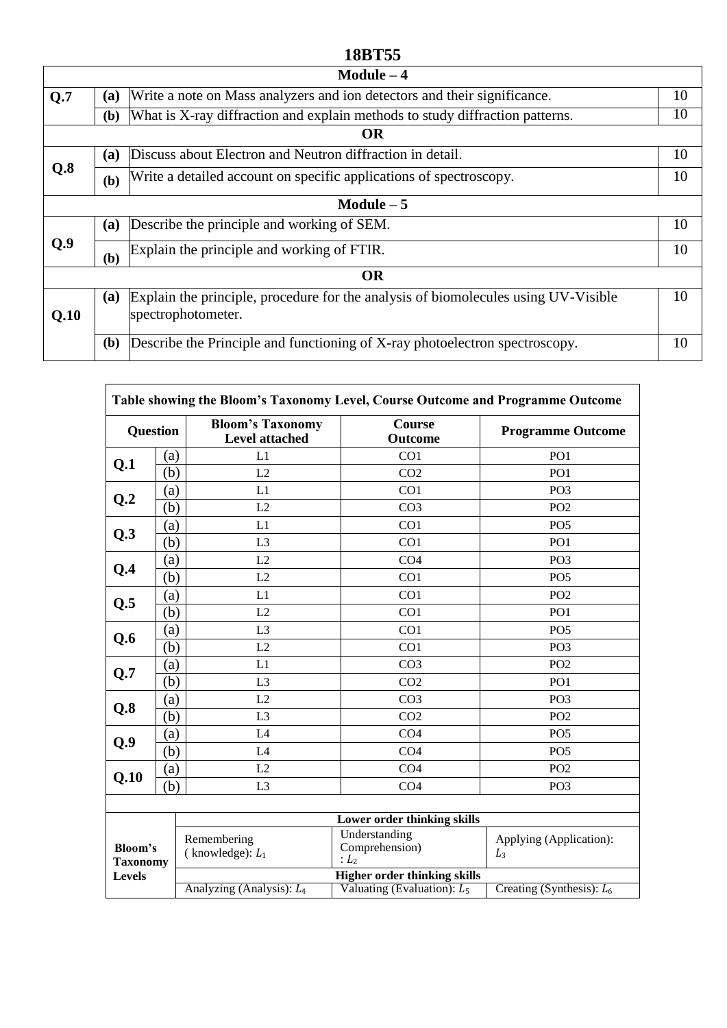**18BT55**

| | | | |
|---|---|---|---|
| **Module – 4** | | | |
| **Q.7** | **(a)** | Write a note on Mass analyzers and ion detectors and their significance. | 10 |
| | **(b)** | What is X-ray diffraction and explain methods to study diffraction patterns. | 10 |
| **OR** | | | |
| **Q.8** | **(a)** | Discuss about Electron and Neutron diffraction in detail. | 10 |
| | **(b)** | Write a detailed account on specific applications of spectroscopy. | 10 |
| **Module – 5** | | | |
| **Q.9** | **(a)** | Describe the principle and working of SEM. | 10 |
| | **(b)** | Explain the principle and working of FTIR. | 10 |
| **OR** | | | |
| **Q.10** | **(a)** | Explain the principle, procedure for the analysis of biomolecules using UV-Visible spectrophotometer. | 10 |
| | **(b)** | Describe the Principle and functioning of X-ray photoelectron spectroscopy. | 10 |

**Table showing the Bloom's Taxonomy Level, Course Outcome and Programme Outcome**

| **Question** | | **Bloom's Taxonomy Level attached** | **Course Outcome** | **Programme Outcome** |
|---|---|---|---|---|
| **Q.1** | (a) | L1 | CO1 | PO1 |
| | (b) | L2 | CO2 | PO1 |
| **Q.2** | (a) | L1 | CO1 | PO3 |
| | (b) | L2 | CO3 | PO2 |
| **Q.3** | (a) | L1 | CO1 | PO5 |
| | (b) | L3 | CO1 | PO1 |
| **Q.4** | (a) | L2 | CO4 | PO3 |
| | (b) | L2 | CO1 | PO5 |
| **Q.5** | (a) | L1 | CO1 | PO2 |
| | (b) | L2 | CO1 | PO1 |
| **Q.6** | (a) | L3 | CO1 | PO5 |
| | (b) | L2 | CO1 | PO3 |
| **Q.7** | (a) | L1 | CO3 | PO2 |
| | (b) | L3 | CO2 | PO1 |
| **Q.8** | (a) | L2 | CO3 | PO3 |
| | (b) | L3 | CO2 | PO2 |
| **Q.9** | (a) | L4 | CO4 | PO5 |
| | (b) | L4 | CO4 | PO5 |
| **Q.10** | (a) | L2 | CO4 | PO2 |
| | (b) | L3 | CO4 | PO3 |

| | | | |
|---|---|---|---|
| **Bloom's Taxonomy Levels** | **Lower order thinking skills** | | |
| | Remembering ( knowledge): $L_1$ | Understanding Comprehension) : $L_2$ | Applying (Application): $L_3$ |
| | **Higher order thinking skills** | | |
| | Analyzing (Analysis): $L_4$ | Valuating (Evaluation): $L_5$ | Creating (Synthesis): $L_6$ |